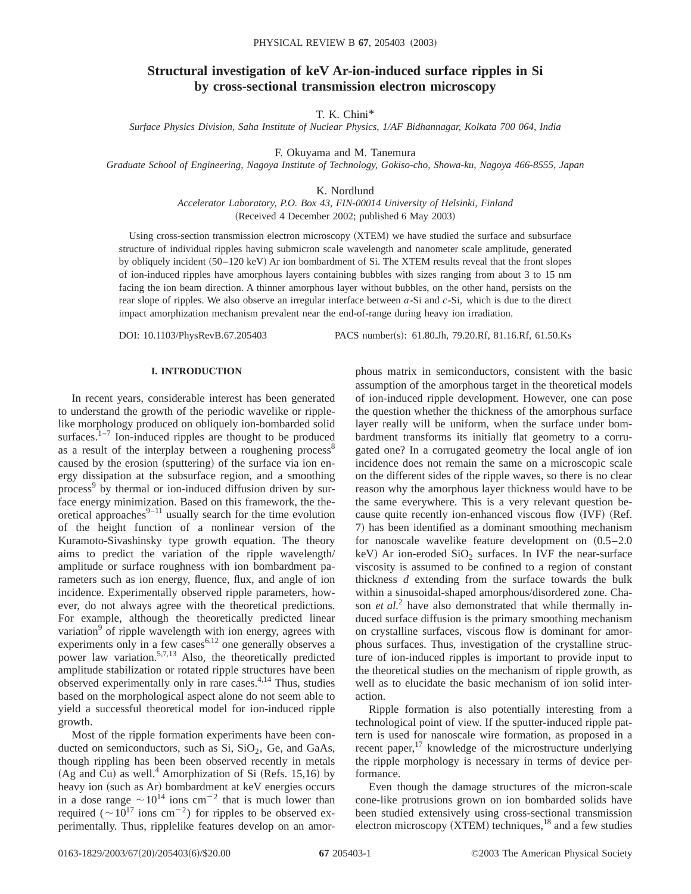# Structural investigation of keV Ar-ion-induced surface ripples in Si by cross-sectional transmission electron microscopy

T. K. Chini*

*Surface Physics Division, Saha Institute of Nuclear Physics, 1/AF Bidhannagar, Kolkata 700 064, India*

F. Okuyama and M. Tanemura

*Graduate School of Engineering, Nagoya Institute of Technology, Gokiso-cho, Showa-ku, Nagoya 466-8555, Japan*

K. Nordlund

*Accelerator Laboratory, P.O. Box 43, FIN-00014 University of Helsinki, Finland*

(Received 4 December 2002; published 6 May 2003)

Using cross-section transmission electron microscopy (XTEM) we have studied the surface and subsurface structure of individual ripples having submicron scale wavelength and nanometer scale amplitude, generated by obliquely incident (50–120 keV) Ar ion bombardment of Si. The XTEM results reveal that the front slopes of ion-induced ripples have amorphous layers containing bubbles with sizes ranging from about 3 to 15 nm facing the ion beam direction. A thinner amorphous layer without bubbles, on the other hand, persists on the rear slope of ripples. We also observe an irregular interface between *a*-Si and *c*-Si, which is due to the direct impact amorphization mechanism prevalent near the end-of-range during heavy ion irradiation.

DOI: 10.1103/PhysRevB.67.205403 PACS number(s): 61.80.Jh, 79.20.Rf, 81.16.Rf, 61.50.Ks

## I. INTRODUCTION

In recent years, considerable interest has been generated to understand the growth of the periodic wavelike or ripple-like morphology produced on obliquely ion-bombarded solid surfaces.[1–7] Ion-induced ripples are thought to be produced as a result of the interplay between a roughening process[8] caused by the erosion (sputtering) of the surface via ion energy dissipation at the subsurface region, and a smoothing process[9] by thermal or ion-induced diffusion driven by surface energy minimization. Based on this framework, the theoretical approaches[9–11] usually search for the time evolution of the height function of a nonlinear version of the Kuramoto-Sivashinsky type growth equation. The theory aims to predict the variation of the ripple wavelength/amplitude or surface roughness with ion bombardment parameters such as ion energy, fluence, flux, and angle of ion incidence. Experimentally observed ripple parameters, however, do not always agree with the theoretical predictions. For example, although the theoretically predicted linear variation[9] of ripple wavelength with ion energy, agrees with experiments only in a few cases[6,12] one generally observes a power law variation.[5,7,13] Also, the theoretically predicted amplitude stabilization or rotated ripple structures have been observed experimentally only in rare cases.[4,14] Thus, studies based on the morphological aspect alone do not seem able to yield a successful theoretical model for ion-induced ripple growth.

Most of the ripple formation experiments have been conducted on semiconductors, such as Si, $SiO_2$, Ge, and GaAs, though rippling has been been observed recently in metals (Ag and Cu) as well.[4] Amorphization of Si (Refs. 15,16) by heavy ion (such as Ar) bombardment at keV energies occurs in a dose range $\sim 10^{14}$ ions $cm^{-2}$ that is much lower than required ($\sim 10^{17}$ ions $cm^{-2}$) for ripples to be observed experimentally. Thus, ripplelike features develop on an amorphous matrix in semiconductors, consistent with the basic assumption of the amorphous target in the theoretical models of ion-induced ripple development. However, one can pose the question whether the thickness of the amorphous surface layer really will be uniform, when the surface under bombardment transforms its initially flat geometry to a corrugated one? In a corrugated geometry the local angle of ion incidence does not remain the same on a microscopic scale on the different sides of the ripple waves, so there is no clear reason why the amorphous layer thickness would have to be the same everywhere. This is a very relevant question because quite recently ion-enhanced viscous flow (IVF) (Ref. 7) has been identified as a dominant smoothing mechanism for nanoscale wavelike feature development on (0.5–2.0 keV) Ar ion-eroded $SiO_2$ surfaces. In IVF the near-surface viscosity is assumed to be confined to a region of constant thickness *d* extending from the surface towards the bulk within a sinusoidal-shaped amorphous/disordered zone. Chason *et al.*[2] have also demonstrated that while thermally induced surface diffusion is the primary smoothing mechanism on crystalline surfaces, viscous flow is dominant for amorphous surfaces. Thus, investigation of the crystalline structure of ion-induced ripples is important to provide input to the theoretical studies on the mechanism of ripple growth, as well as to elucidate the basic mechanism of ion solid interaction.

Ripple formation is also potentially interesting from a technological point of view. If the sputter-induced ripple pattern is used for nanoscale wire formation, as proposed in a recent paper,[17] knowledge of the microstructure underlying the ripple morphology is necessary in terms of device performance.

Even though the damage structures of the micron-scale cone-like protrusions grown on ion bombarded solids have been studied extensively using cross-sectional transmission electron microscopy (XTEM) techniques,[18] and a few studies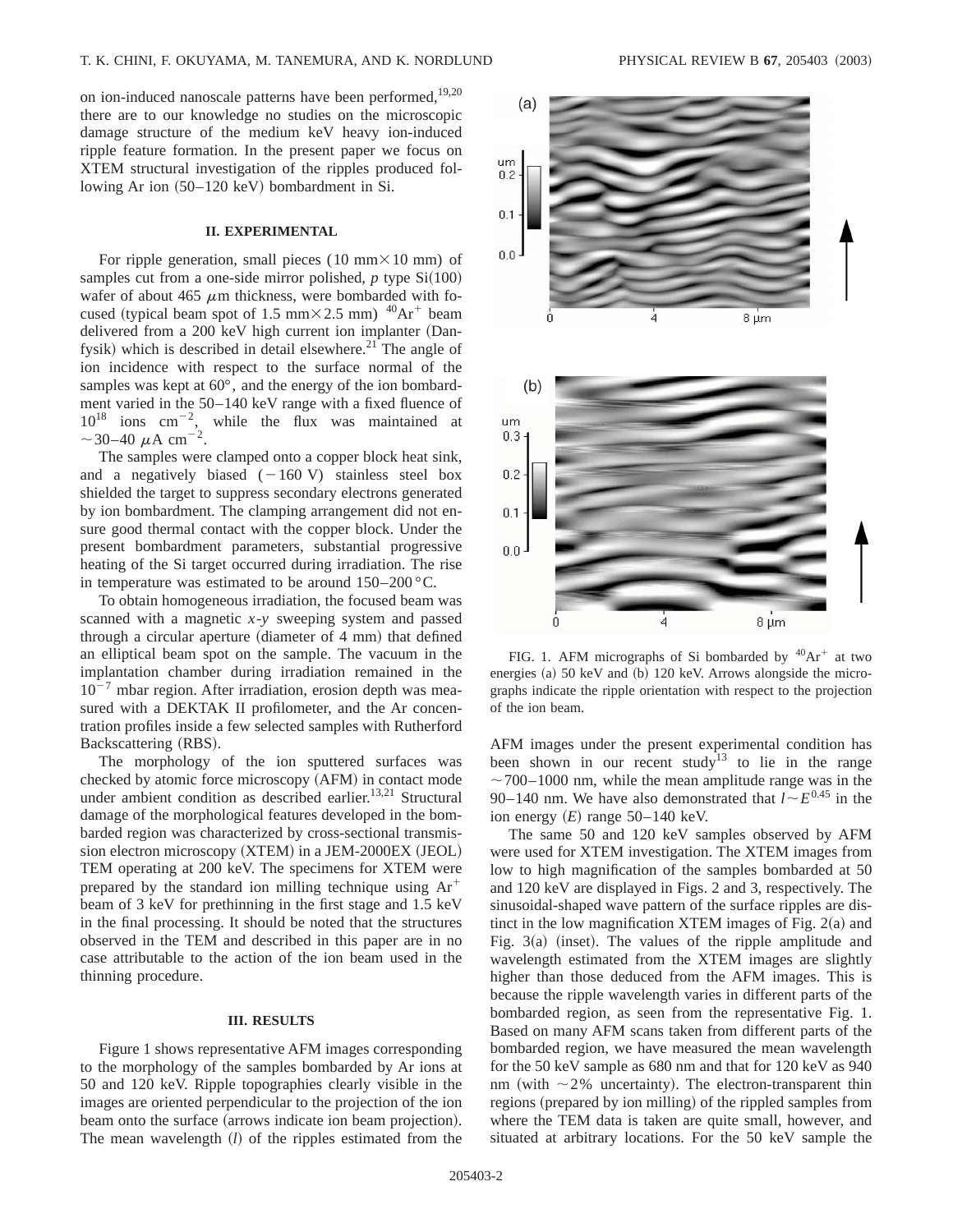on ion-induced nanoscale patterns have been performed,[19,20] there are to our knowledge no studies on the microscopic damage structure of the medium keV heavy ion-induced ripple feature formation. In the present paper we focus on XTEM structural investigation of the ripples produced following Ar ion (50–120 keV) bombardment in Si.

## II. EXPERIMENTAL

For ripple generation, small pieces (10 mm×10 mm) of samples cut from a one-side mirror polished, *p* type Si(100) wafer of about 465 $\mu$m thickness, were bombarded with focused (typical beam spot of 1.5 mm×2.5 mm) $^{40}Ar^{+}$ beam delivered from a 200 keV high current ion implanter (Danfysik) which is described in detail elsewhere.[21] The angle of ion incidence with respect to the surface normal of the samples was kept at 60°, and the energy of the ion bombardment varied in the 50–140 keV range with a fixed fluence of $10^{18}$ ions $cm^{-2}$, while the flux was maintained at $\sim$30–40 $\mu$A $cm^{-2}$.

The samples were clamped onto a copper block heat sink, and a negatively biased (−160 V) stainless steel box shielded the target to suppress secondary electrons generated by ion bombardment. The clamping arrangement did not ensure good thermal contact with the copper block. Under the present bombardment parameters, substantial progressive heating of the Si target occurred during irradiation. The rise in temperature was estimated to be around 150–200 °C.

To obtain homogeneous irradiation, the focused beam was scanned with a magnetic *x-y* sweeping system and passed through a circular aperture (diameter of 4 mm) that defined an elliptical beam spot on the sample. The vacuum in the implantation chamber during irradiation remained in the $10^{-7}$ mbar region. After irradiation, erosion depth was measured with a DEKTAK II profilometer, and the Ar concentration profiles inside a few selected samples with Rutherford Backscattering (RBS).

The morphology of the ion sputtered surfaces was checked by atomic force microscopy (AFM) in contact mode under ambient condition as described earlier.[13,21] Structural damage of the morphological features developed in the bombarded region was characterized by cross-sectional transmission electron microscopy (XTEM) in a JEM-2000EX (JEOL) TEM operating at 200 keV. The specimens for XTEM were prepared by the standard ion milling technique using $Ar^{+}$ beam of 3 keV for prethinning in the first stage and 1.5 keV in the final processing. It should be noted that the structures observed in the TEM and described in this paper are in no case attributable to the action of the ion beam used in the thinning procedure.

## III. RESULTS

Figure 1 shows representative AFM images corresponding to the morphology of the samples bombarded by Ar ions at 50 and 120 keV. Ripple topographies clearly visible in the images are oriented perpendicular to the projection of the ion beam onto the surface (arrows indicate ion beam projection). The mean wavelength ($l$) of the ripples estimated from the AFM images under the present experimental condition has been shown in our recent study[13] to lie in the range $\sim$700–1000 nm, while the mean amplitude range was in the 90–140 nm. We have also demonstrated that $l \sim E^{0.45}$ in the ion energy ($E$) range 50–140 keV.

FIG. 1. AFM micrographs of Si bombarded by $^{40}Ar^{+}$ at two energies (a) 50 keV and (b) 120 keV. Arrows alongside the micrographs indicate the ripple orientation with respect to the projection of the ion beam.

The same 50 and 120 keV samples observed by AFM were used for XTEM investigation. The XTEM images from low to high magnification of the samples bombarded at 50 and 120 keV are displayed in Figs. 2 and 3, respectively. The sinusoidal-shaped wave pattern of the surface ripples are distinct in the low magnification XTEM images of Fig. 2(a) and Fig. 3(a) (inset). The values of the ripple amplitude and wavelength estimated from the XTEM images are slightly higher than those deduced from the AFM images. This is because the ripple wavelength varies in different parts of the bombarded region, as seen from the representative Fig. 1. Based on many AFM scans taken from different parts of the bombarded region, we have measured the mean wavelength for the 50 keV sample as 680 nm and that for 120 keV as 940 nm (with $\sim$2% uncertainty). The electron-transparent thin regions (prepared by ion milling) of the rippled samples from where the TEM data is taken are quite small, however, and situated at arbitrary locations. For the 50 keV sample the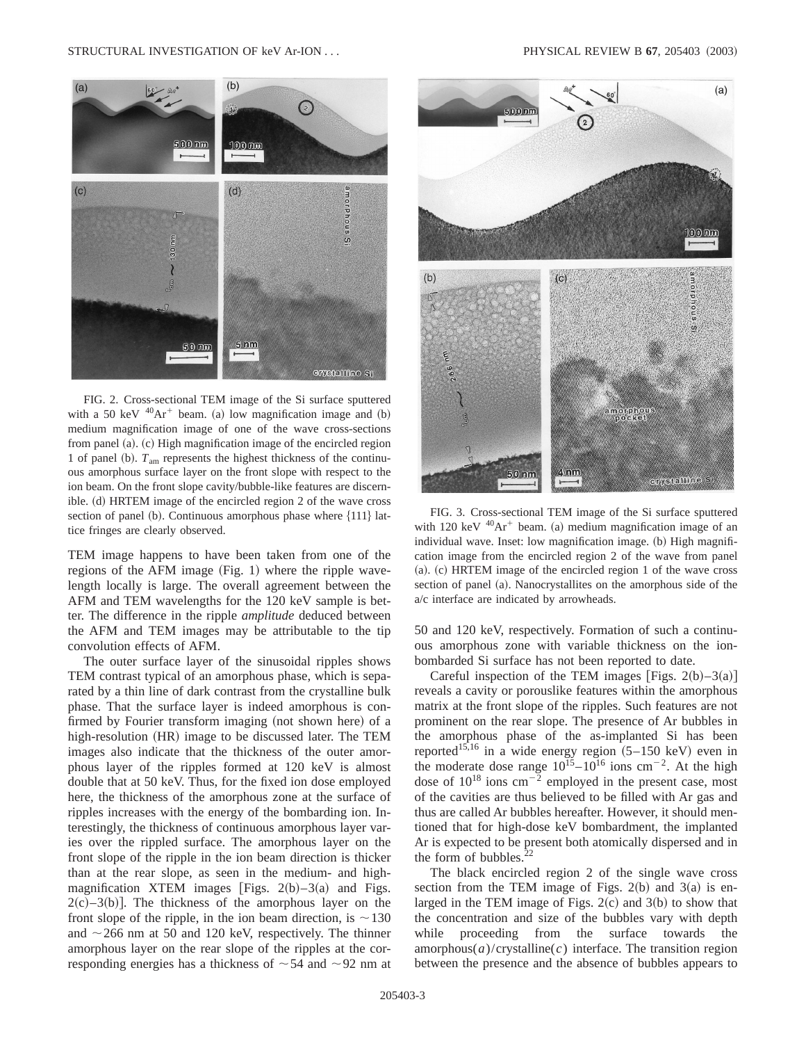FIG. 2. Cross-sectional TEM image of the Si surface sputtered with a 50 keV $^{40}Ar^{+}$ beam. (a) low magnification image and (b) medium magnification image of one of the wave cross-sections from panel (a). (c) High magnification image of the encircled region 1 of panel (b). $T_{am}$ represents the highest thickness of the continuous amorphous surface layer on the front slope with respect to the ion beam. On the front slope cavity/bubble-like features are discernible. (d) HRTEM image of the encircled region 2 of the wave cross section of panel (b). Continuous amorphous phase where {111} lattice fringes are clearly observed.

TEM image happens to have been taken from one of the regions of the AFM image (Fig. 1) where the ripple wavelength locally is large. The overall agreement between the AFM and TEM wavelengths for the 120 keV sample is better. The difference in the ripple *amplitude* deduced between the AFM and TEM images may be attributable to the tip convolution effects of AFM.

The outer surface layer of the sinusoidal ripples shows TEM contrast typical of an amorphous phase, which is separated by a thin line of dark contrast from the crystalline bulk phase. That the surface layer is indeed amorphous is confirmed by Fourier transform imaging (not shown here) of a high-resolution (HR) image to be discussed later. The TEM images also indicate that the thickness of the outer amorphous layer of the ripples formed at 120 keV is almost double that at 50 keV. Thus, for the fixed ion dose employed here, the thickness of the amorphous zone at the surface of ripples increases with the energy of the bombarding ion. Interestingly, the thickness of continuous amorphous layer varies over the rippled surface. The amorphous layer on the front slope of the ripple in the ion beam direction is thicker than at the rear slope, as seen in the medium- and high-magnification XTEM images [Figs. 2(b)–3(a) and Figs. 2(c)–3(b)]. The thickness of the amorphous layer on the front slope of the ripple, in the ion beam direction, is ~130 and ~266 nm at 50 and 120 keV, respectively. The thinner amorphous layer on the rear slope of the ripples at the corresponding energies has a thickness of ~54 and ~92 nm at 50 and 120 keV, respectively. Formation of such a continuous amorphous zone with variable thickness on the ion-bombarded Si surface has not been reported to date.

FIG. 3. Cross-sectional TEM image of the Si surface sputtered with 120 keV $^{40}Ar^{+}$ beam. (a) medium magnification image of an individual wave. Inset: low magnification image. (b) High magnification image from the encircled region 2 of the wave from panel (a). (c) HRTEM image of the encircled region 1 of the wave cross section of panel (a). Nanocrystallites on the amorphous side of the a/c interface are indicated by arrowheads.

Careful inspection of the TEM images [Figs. 2(b)–3(a)] reveals a cavity or porouslike features within the amorphous matrix at the front slope of the ripples. Such features are not prominent on the rear slope. The presence of Ar bubbles in the amorphous phase of the as-implanted Si has been reported[15,16] in a wide energy region (5–150 keV) even in the moderate dose range $10^{15}$–$10^{16}$ ions $cm^{-2}$. At the high dose of $10^{18}$ ions $cm^{-2}$ employed in the present case, most of the cavities are thus believed to be filled with Ar gas and thus are called Ar bubbles hereafter. However, it should mentioned that for high-dose keV bombardment, the implanted Ar is expected to be present both atomically dispersed and in the form of bubbles.[22]

The black encircled region 2 of the single wave cross section from the TEM image of Figs. 2(b) and 3(a) is enlarged in the TEM image of Figs. 2(c) and 3(b) to show that the concentration and size of the bubbles vary with depth while proceeding from the surface towards the amorphous($a$)/crystalline($c$) interface. The transition region between the presence and the absence of bubbles appears to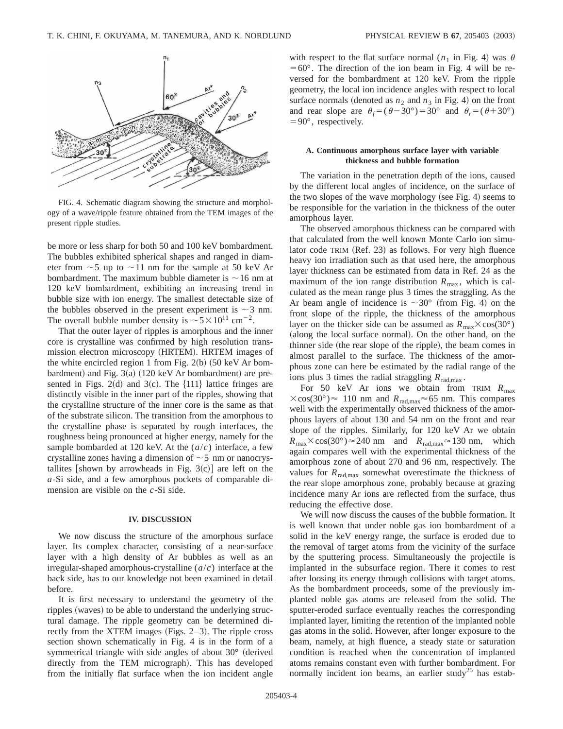FIG. 4. Schematic diagram showing the structure and morphology of a wave/ripple feature obtained from the TEM images of the present ripple studies.

be more or less sharp for both 50 and 100 keV bombardment. The bubbles exhibited spherical shapes and ranged in diameter from ~5 up to ~11 nm for the sample at 50 keV Ar bombardment. The maximum bubble diameter is ~16 nm at 120 keV bombardment, exhibiting an increasing trend in bubble size with ion energy. The smallest detectable size of the bubbles observed in the present experiment is ~3 nm. The overall bubble number density is $\sim 5 \times 10^{11}\ \mathrm{cm}^{-2}$.

That the outer layer of ripples is amorphous and the inner core is crystalline was confirmed by high resolution transmission electron microscopy (HRTEM). HRTEM images of the white encircled region 1 from Fig. 2(b) (50 keV Ar bombardment) and Fig. 3(a) (120 keV Ar bombardment) are presented in Figs. 2(d) and 3(c). The {111} lattice fringes are distinctly visible in the inner part of the ripples, showing that the crystalline structure of the inner core is the same as that of the substrate silicon. The transition from the amorphous to the crystalline phase is separated by rough interfaces, the roughness being pronounced at higher energy, namely for the sample bombarded at 120 keV. At the ($a/c$) interface, a few crystalline zones having a dimension of ~5 nm or nanocrystallites [shown by arrowheads in Fig. 3(c)] are left on the $a$-Si side, and a few amorphous pockets of comparable dimension are visible on the $c$-Si side.

## IV. DISCUSSION

We now discuss the structure of the amorphous surface layer. Its complex character, consisting of a near-surface layer with a high density of Ar bubbles as well as an irregular-shaped amorphous-crystalline ($a/c$) interface at the back side, has to our knowledge not been examined in detail before.

It is first necessary to understand the geometry of the ripples (waves) to be able to understand the underlying structural damage. The ripple geometry can be determined directly from the XTEM images (Figs. 2–3). The ripple cross section shown schematically in Fig. 4 is in the form of a symmetrical triangle with side angles of about 30° (derived directly from the TEM micrograph). This has developed from the initially flat surface when the ion incident angle with respect to the flat surface normal ($n_1$ in Fig. 4) was $\theta = 60°$. The direction of the ion beam in Fig. 4 will be reversed for the bombardment at 120 keV. From the ripple geometry, the local ion incidence angles with respect to local surface normals (denoted as $n_2$ and $n_3$ in Fig. 4) on the front and rear slope are $\theta_f = (\theta - 30°) = 30°$ and $\theta_r = (\theta + 30°) = 90°$, respectively.

### A. Continuous amorphous surface layer with variable thickness and bubble formation

The variation in the penetration depth of the ions, caused by the different local angles of incidence, on the surface of the two slopes of the wave morphology (see Fig. 4) seems to be responsible for the variation in the thickness of the outer amorphous layer.

The observed amorphous thickness can be compared with that calculated from the well known Monte Carlo ion simulator code TRIM (Ref. 23) as follows. For very high fluence heavy ion irradiation such as that used here, the amorphous layer thickness can be estimated from data in Ref. 24 as the maximum of the ion range distribution $R_{\mathrm{max}}$, which is calculated as the mean range plus 3 times the straggling. As the Ar beam angle of incidence is ~30° (from Fig. 4) on the front slope of the ripple, the thickness of the amorphous layer on the thicker side can be assumed as $R_{\mathrm{max}} \times \cos(30°)$ (along the local surface normal). On the other hand, on the thinner side (the rear slope of the ripple), the beam comes in almost parallel to the surface. The thickness of the amorphous zone can here be estimated by the radial range of the ions plus 3 times the radial straggling $R_{\mathrm{rad,max}}$.

For 50 keV Ar ions we obtain from TRIM $R_{\mathrm{max}} \times \cos(30°) \approx 110$ nm and $R_{\mathrm{rad,max}} \approx 65$ nm. This compares well with the experimentally observed thickness of the amorphous layers of about 130 and 54 nm on the front and rear slope of the ripples. Similarly, for 120 keV Ar we obtain $R_{\mathrm{max}} \times \cos(30°) \approx 240$ nm and $R_{\mathrm{rad,max}} \approx 130$ nm, which again compares well with the experimental thickness of the amorphous zone of about 270 and 96 nm, respectively. The values for $R_{\mathrm{rad,max}}$ somewhat overestimate the thickness of the rear slope amorphous zone, probably because at grazing incidence many Ar ions are reflected from the surface, thus reducing the effective dose.

We will now discuss the causes of the bubble formation. It is well known that under noble gas ion bombardment of a solid in the keV energy range, the surface is eroded due to the removal of target atoms from the vicinity of the surface by the sputtering process. Simultaneously the projectile is implanted in the subsurface region. There it comes to rest after loosing its energy through collisions with target atoms. As the bombardment proceeds, some of the previously implanted noble gas atoms are released from the solid. The sputter-eroded surface eventually reaches the corresponding implanted layer, limiting the retention of the implanted noble gas atoms in the solid. However, after longer exposure to the beam, namely, at high fluence, a steady state or saturation condition is reached when the concentration of implanted atoms remains constant even with further bombardment. For normally incident ion beams, an earlier study[25] has estab-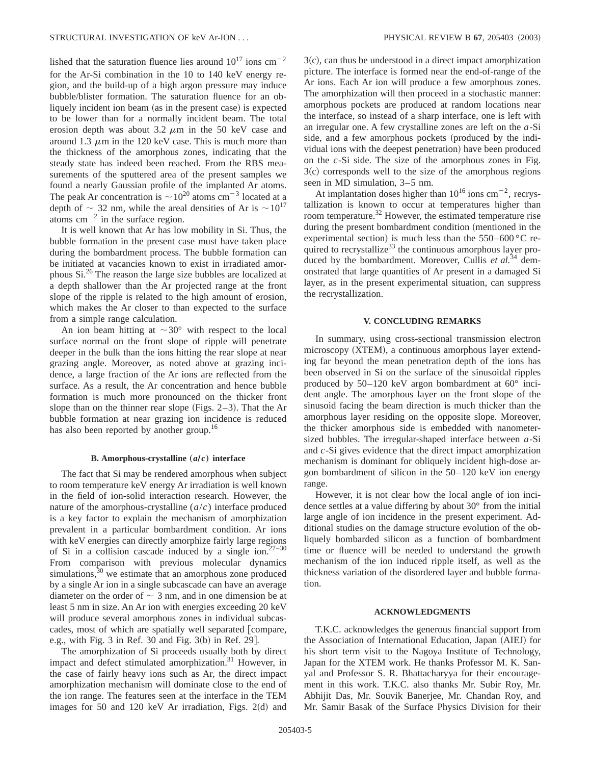lished that the saturation fluence lies around $10^{17}$ ions $cm^{-2}$ for the Ar-Si combination in the 10 to 140 keV energy region, and the build-up of a high argon pressure may induce bubble/blister formation. The saturation fluence for an obliquely incident ion beam (as in the present case) is expected to be lower than for a normally incident beam. The total erosion depth was about 3.2 $\mu$m in the 50 keV case and around 1.3 $\mu$m in the 120 keV case. This is much more than the thickness of the amorphous zones, indicating that the steady state has indeed been reached. From the RBS measurements of the sputtered area of the present samples we found a nearly Gaussian profile of the implanted Ar atoms. The peak Ar concentration is $\sim 10^{20}$ atoms $cm^{-3}$ located at a depth of $\sim$ 32 nm, while the areal densities of Ar is $\sim 10^{17}$ atoms $cm^{-2}$ in the surface region.

It is well known that Ar has low mobility in Si. Thus, the bubble formation in the present case must have taken place during the bombardment process. The bubble formation can be initiated at vacancies known to exist in irradiated amorphous Si.[26] The reason the large size bubbles are localized at a depth shallower than the Ar projected range at the front slope of the ripple is related to the high amount of erosion, which makes the Ar closer to than expected to the surface from a simple range calculation.

An ion beam hitting at $\sim 30°$ with respect to the local surface normal on the front slope of ripple will penetrate deeper in the bulk than the ions hitting the rear slope at near grazing angle. Moreover, as noted above at grazing incidence, a large fraction of the Ar ions are reflected from the surface. As a result, the Ar concentration and hence bubble formation is much more pronounced on the thicker front slope than on the thinner rear slope (Figs. 2–3). That the Ar bubble formation at near grazing ion incidence is reduced has also been reported by another group.[16]

#### B. Amorphous-crystalline (*a/c*) interface

The fact that Si may be rendered amorphous when subject to room temperature keV energy Ar irradiation is well known in the field of ion-solid interaction research. However, the nature of the amorphous-crystalline ($a/c$) interface produced is a key factor to explain the mechanism of amorphization prevalent in a particular bombardment condition. Ar ions with keV energies can directly amorphize fairly large regions of Si in a collision cascade induced by a single ion.[27–30] From comparison with previous molecular dynamics simulations,[30] we estimate that an amorphous zone produced by a single Ar ion in a single subcascade can have an average diameter on the order of $\sim$ 3 nm, and in one dimension be at least 5 nm in size. An Ar ion with energies exceeding 20 keV will produce several amorphous zones in individual subcascades, most of which are spatially well separated [compare, e.g., with Fig. 3 in Ref. 30 and Fig. 3(b) in Ref. 29].

The amorphization of Si proceeds usually both by direct impact and defect stimulated amorphization.[31] However, in the case of fairly heavy ions such as Ar, the direct impact amorphization mechanism will dominate close to the end of the ion range. The features seen at the interface in the TEM images for 50 and 120 keV Ar irradiation, Figs. 2(d) and 3(c), can thus be understood in a direct impact amorphization picture. The interface is formed near the end-of-range of the Ar ions. Each Ar ion will produce a few amorphous zones. The amorphization will then proceed in a stochastic manner: amorphous pockets are produced at random locations near the interface, so instead of a sharp interface, one is left with an irregular one. A few crystalline zones are left on the $a$-Si side, and a few amorphous pockets (produced by the individual ions with the deepest penetration) have been produced on the $c$-Si side. The size of the amorphous zones in Fig. 3(c) corresponds well to the size of the amorphous regions seen in MD simulation, 3–5 nm.

At implantation doses higher than $10^{16}$ ions $cm^{-2}$, recrystallization is known to occur at temperatures higher than room temperature.[32] However, the estimated temperature rise during the present bombardment condition (mentioned in the experimental section) is much less than the 550–600 °C required to recrystallize[33] the continuous amorphous layer produced by the bombardment. Moreover, Cullis *et al.*[34] demonstrated that large quantities of Ar present in a damaged Si layer, as in the present experimental situation, can suppress the recrystallization.

### V. CONCLUDING REMARKS

In summary, using cross-sectional transmission electron microscopy (XTEM), a continuous amorphous layer extending far beyond the mean penetration depth of the ions has been observed in Si on the surface of the sinusoidal ripples produced by 50–120 keV argon bombardment at 60° incident angle. The amorphous layer on the front slope of the sinusoid facing the beam direction is much thicker than the amorphous layer residing on the opposite slope. Moreover, the thicker amorphous side is embedded with nanometer-sized bubbles. The irregular-shaped interface between $a$-Si and $c$-Si gives evidence that the direct impact amorphization mechanism is dominant for obliquely incident high-dose argon bombardment of silicon in the 50–120 keV ion energy range.

However, it is not clear how the local angle of ion incidence settles at a value differing by about 30° from the initial large angle of ion incidence in the present experiment. Additional studies on the damage structure evolution of the obliquely bombarded silicon as a function of bombardment time or fluence will be needed to understand the growth mechanism of the ion induced ripple itself, as well as the thickness variation of the disordered layer and bubble formation.

### ACKNOWLEDGMENTS

T.K.C. acknowledges the generous financial support from the Association of International Education, Japan (AIEJ) for his short term visit to the Nagoya Institute of Technology, Japan for the XTEM work. He thanks Professor M. K. Sanyal and Professor S. R. Bhattacharyya for their encouragement in this work. T.K.C. also thanks Mr. Subir Roy, Mr. Abhijit Das, Mr. Souvik Banerjee, Mr. Chandan Roy, and Mr. Samir Basak of the Surface Physics Division for their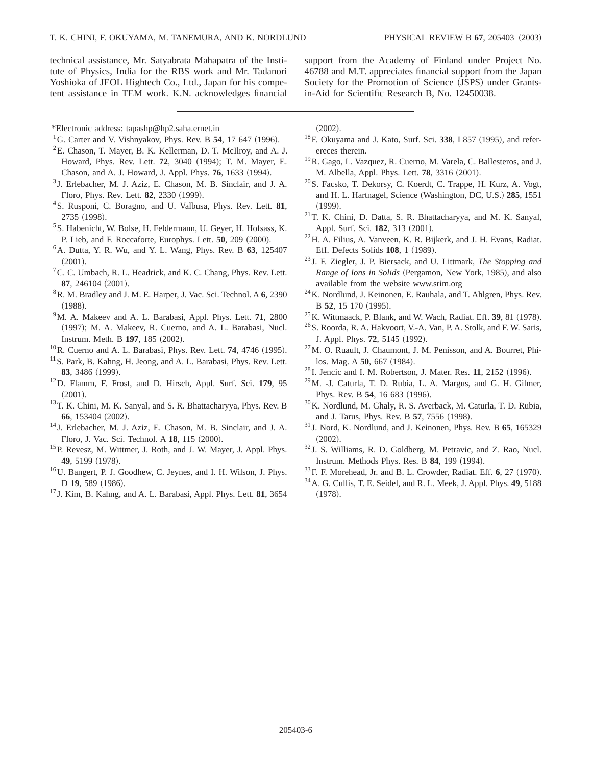technical assistance, Mr. Satyabrata Mahapatra of the Institute of Physics, India for the RBS work and Mr. Tadanori Yoshioka of JEOL Hightech Co., Ltd., Japan for his competent assistance in TEM work. K.N. acknowledges financial support from the Academy of Finland under Project No. 46788 and M.T. appreciates financial support from the Japan Society for the Promotion of Science (JSPS) under Grants-in-Aid for Scientific Research B, No. 12450038.

---

*Electronic address: tapashp@hp2.saha.ernet.in

[1] G. Carter and V. Vishnyakov, Phys. Rev. B **54**, 17 647 (1996).

[2] E. Chason, T. Mayer, B. K. Kellerman, D. T. McIlroy, and A. J. Howard, Phys. Rev. Lett. **72**, 3040 (1994); T. M. Mayer, E. Chason, and A. J. Howard, J. Appl. Phys. **76**, 1633 (1994).

[3] J. Erlebacher, M. J. Aziz, E. Chason, M. B. Sinclair, and J. A. Floro, Phys. Rev. Lett. **82**, 2330 (1999).

[4] S. Rusponi, C. Boragno, and U. Valbusa, Phys. Rev. Lett. **81**, 2735 (1998).

[5] S. Habenicht, W. Bolse, H. Feldermann, U. Geyer, H. Hofsass, K. P. Lieb, and F. Roccaforte, Europhys. Lett. **50**, 209 (2000).

[6] A. Dutta, Y. R. Wu, and Y. L. Wang, Phys. Rev. B **63**, 125407 (2001).

[7] C. C. Umbach, R. L. Headrick, and K. C. Chang, Phys. Rev. Lett. **87**, 246104 (2001).

[8] R. M. Bradley and J. M. E. Harper, J. Vac. Sci. Technol. A **6**, 2390 (1988).

[9] M. A. Makeev and A. L. Barabasi, Appl. Phys. Lett. **71**, 2800 (1997); M. A. Makeev, R. Cuerno, and A. L. Barabasi, Nucl. Instrum. Meth. B **197**, 185 (2002).

[10] R. Cuerno and A. L. Barabasi, Phys. Rev. Lett. **74**, 4746 (1995).

[11] S. Park, B. Kahng, H. Jeong, and A. L. Barabasi, Phys. Rev. Lett. **83**, 3486 (1999).

[12] D. Flamm, F. Frost, and D. Hirsch, Appl. Surf. Sci. **179**, 95 (2001).

[13] T. K. Chini, M. K. Sanyal, and S. R. Bhattacharyya, Phys. Rev. B **66**, 153404 (2002).

[14] J. Erlebacher, M. J. Aziz, E. Chason, M. B. Sinclair, and J. A. Floro, J. Vac. Sci. Technol. A **18**, 115 (2000).

[15] P. Revesz, M. Wittmer, J. Roth, and J. W. Mayer, J. Appl. Phys. **49**, 5199 (1978).

[16] U. Bangert, P. J. Goodhew, C. Jeynes, and I. H. Wilson, J. Phys. D **19**, 589 (1986).

[17] J. Kim, B. Kahng, and A. L. Barabasi, Appl. Phys. Lett. **81**, 3654 (2002).

[18] F. Okuyama and J. Kato, Surf. Sci. **338**, L857 (1995), and refereces therein.

[19] R. Gago, L. Vazquez, R. Cuerno, M. Varela, C. Ballesteros, and J. M. Albella, Appl. Phys. Lett. **78**, 3316 (2001).

[20] S. Facsko, T. Dekorsy, C. Koerdt, C. Trappe, H. Kurz, A. Vogt, and H. L. Hartnagel, Science (Washington, DC, U.S.) **285**, 1551 (1999).

[21] T. K. Chini, D. Datta, S. R. Bhattacharyya, and M. K. Sanyal, Appl. Surf. Sci. **182**, 313 (2001).

[22] H. A. Filius, A. Vanveen, K. R. Bijkerk, and J. H. Evans, Radiat. Eff. Defects Solids **108**, 1 (1989).

[23] J. F. Ziegler, J. P. Biersack, and U. Littmark, *The Stopping and Range of Ions in Solids* (Pergamon, New York, 1985), and also available from the website www.srim.org

[24] K. Nordlund, J. Keinonen, E. Rauhala, and T. Ahlgren, Phys. Rev. B **52**, 15 170 (1995).

[25] K. Wittmaack, P. Blank, and W. Wach, Radiat. Eff. **39**, 81 (1978).

[26] S. Roorda, R. A. Hakvoort, V.-A. Van, P. A. Stolk, and F. W. Saris, J. Appl. Phys. **72**, 5145 (1992).

[27] M. O. Ruault, J. Chaumont, J. M. Penisson, and A. Bourret, Philos. Mag. A **50**, 667 (1984).

[28] I. Jencic and I. M. Robertson, J. Mater. Res. **11**, 2152 (1996).

[29] M. -J. Caturla, T. D. Rubia, L. A. Margus, and G. H. Gilmer, Phys. Rev. B **54**, 16 683 (1996).

[30] K. Nordlund, M. Ghaly, R. S. Averback, M. Caturla, T. D. Rubia, and J. Tarus, Phys. Rev. B **57**, 7556 (1998).

[31] J. Nord, K. Nordlund, and J. Keinonen, Phys. Rev. B **65**, 165329 (2002).

[32] J. S. Williams, R. D. Goldberg, M. Petravic, and Z. Rao, Nucl. Instrum. Methods Phys. Res. B **84**, 199 (1994).

[33] F. F. Morehead, Jr. and B. L. Crowder, Radiat. Eff. **6**, 27 (1970).

[34] A. G. Cullis, T. E. Seidel, and R. L. Meek, J. Appl. Phys. **49**, 5188 (1978).